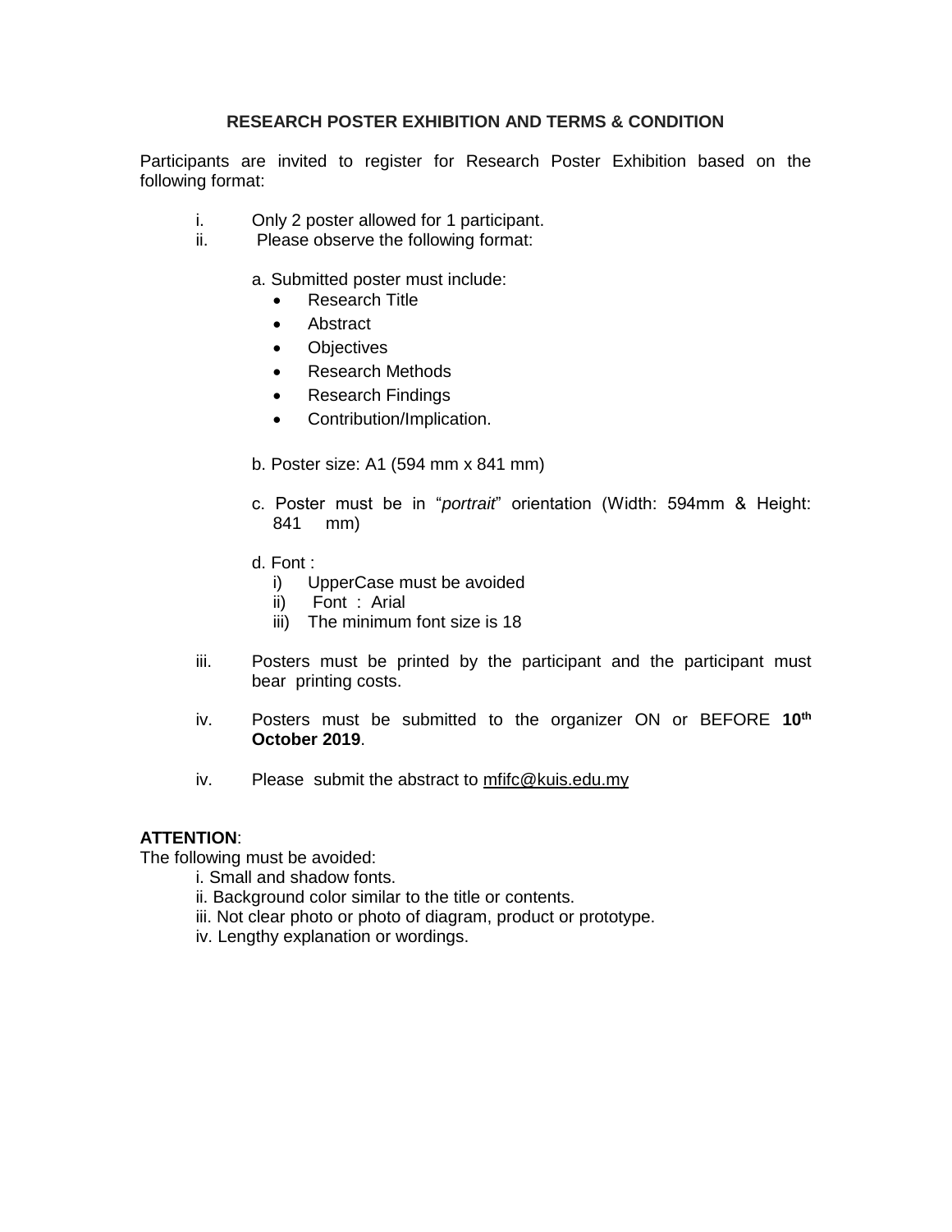## RESEARCH POSTER EXHIBITION AND TERMS & CONDITION

Participants are invited to register for Research Poster Exhibition based on the following format:

i. Only 2 poster allowed for 1 participant.

ii. Please observe the following format:

   a. Submitted poster must include:
   - Research Title
   - Abstract
   - Objectives
   - Research Methods
   - Research Findings
   - Contribution/Implication.

   b. Poster size: A1 (594 mm x 841 mm)

   c. Poster must be in "*portrait*" orientation (Width: 594mm & Height: 841 mm)

   d. Font :
      i) UpperCase must be avoided
      ii) Font : Arial
      iii) The minimum font size is 18

iii. Posters must be printed by the participant and the participant must bear printing costs.

iv. Posters must be submitted to the organizer ON or BEFORE **10th October 2019**.

iv. Please submit the abstract to mfifc@kuis.edu.my

**ATTENTION**:

The following must be avoided:

i. Small and shadow fonts.

ii. Background color similar to the title or contents.

iii. Not clear photo or photo of diagram, product or prototype.

iv. Lengthy explanation or wordings.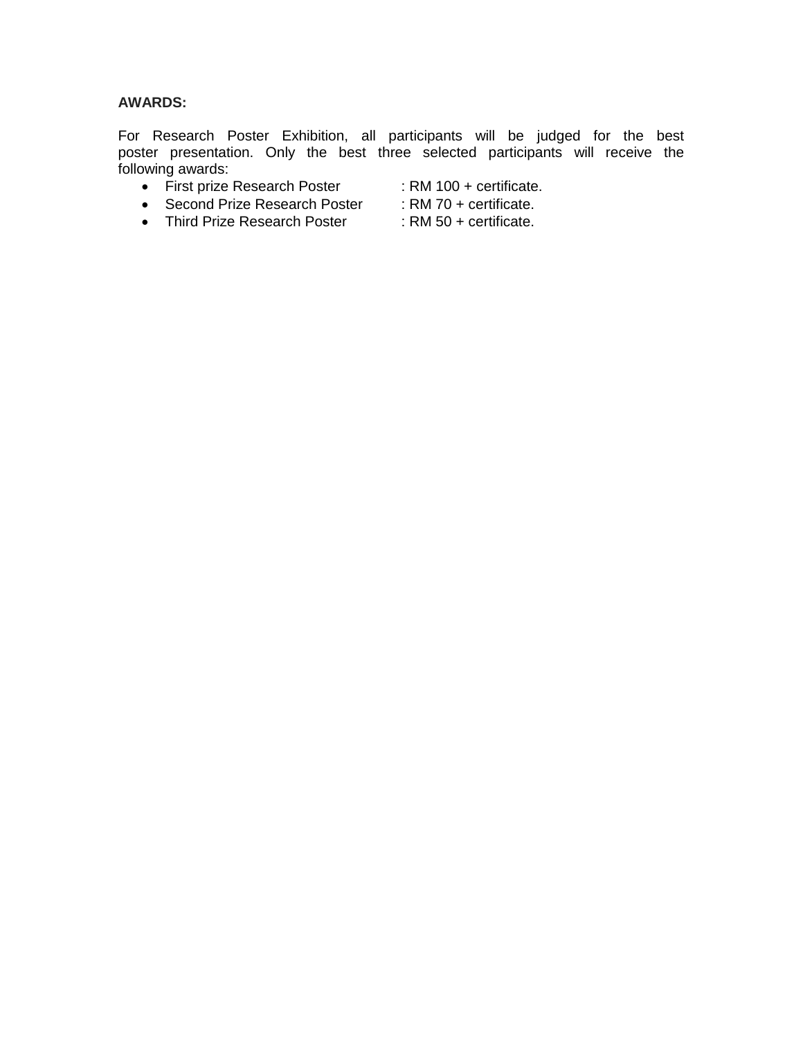**AWARDS:**

For Research Poster Exhibition, all participants will be judged for the best poster presentation. Only the best three selected participants will receive the following awards:

- First prize Research Poster : RM 100 + certificate.
- Second Prize Research Poster : RM 70 + certificate.
- Third Prize Research Poster : RM 50 + certificate.